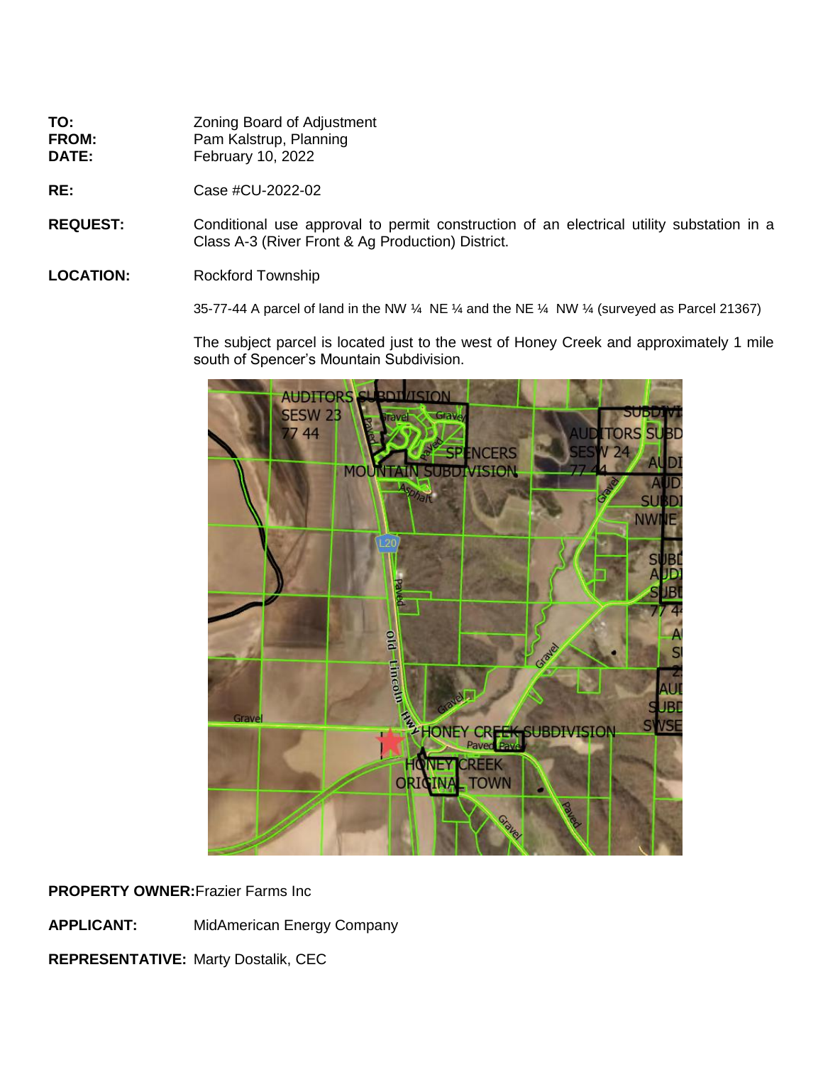**TO:** Zoning Board of Adjustment
**FROM:** Pam Kalstrup, Planning
**DATE:** February 10, 2022

**RE:** Case #CU-2022-02

**REQUEST:** Conditional use approval to permit construction of an electrical utility substation in a Class A-3 (River Front & Ag Production) District.

**LOCATION:** Rockford Township

35-77-44 A parcel of land in the NW ¼ NE ¼ and the NE ¼ NW ¼ (surveyed as Parcel 21367)

The subject parcel is located just to the west of Honey Creek and approximately 1 mile south of Spencer's Mountain Subdivision.

**PROPERTY OWNER:** Frazier Farms Inc

**APPLICANT:** MidAmerican Energy Company

**REPRESENTATIVE:** Marty Dostalik, CEC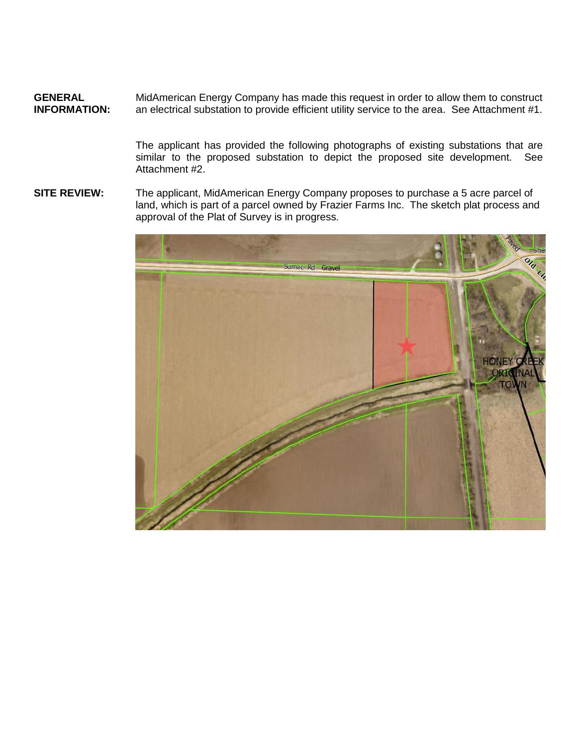**GENERAL INFORMATION:** MidAmerican Energy Company has made this request in order to allow them to construct an electrical substation to provide efficient utility service to the area. See Attachment #1.

The applicant has provided the following photographs of existing substations that are similar to the proposed substation to depict the proposed site development. See Attachment #2.

**SITE REVIEW:** The applicant, MidAmerican Energy Company proposes to purchase a 5 acre parcel of land, which is part of a parcel owned by Frazier Farms Inc. The sketch plat process and approval of the Plat of Survey is in progress.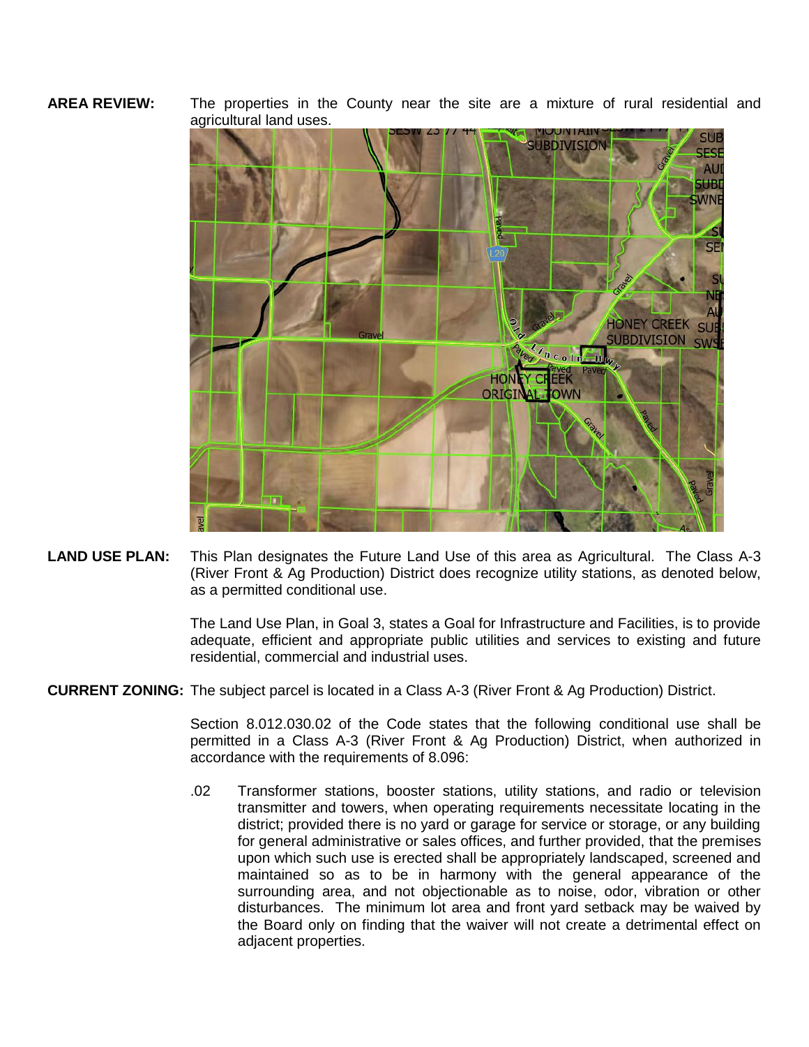**AREA REVIEW:** The properties in the County near the site are a mixture of rural residential and agricultural land uses.

**LAND USE PLAN:** This Plan designates the Future Land Use of this area as Agricultural. The Class A-3 (River Front & Ag Production) District does recognize utility stations, as denoted below, as a permitted conditional use.

The Land Use Plan, in Goal 3, states a Goal for Infrastructure and Facilities, is to provide adequate, efficient and appropriate public utilities and services to existing and future residential, commercial and industrial uses.

**CURRENT ZONING:** The subject parcel is located in a Class A-3 (River Front & Ag Production) District.

Section 8.012.030.02 of the Code states that the following conditional use shall be permitted in a Class A-3 (River Front & Ag Production) District, when authorized in accordance with the requirements of 8.096:

.02 Transformer stations, booster stations, utility stations, and radio or television transmitter and towers, when operating requirements necessitate locating in the district; provided there is no yard or garage for service or storage, or any building for general administrative or sales offices, and further provided, that the premises upon which such use is erected shall be appropriately landscaped, screened and maintained so as to be in harmony with the general appearance of the surrounding area, and not objectionable as to noise, odor, vibration or other disturbances. The minimum lot area and front yard setback may be waived by the Board only on finding that the waiver will not create a detrimental effect on adjacent properties.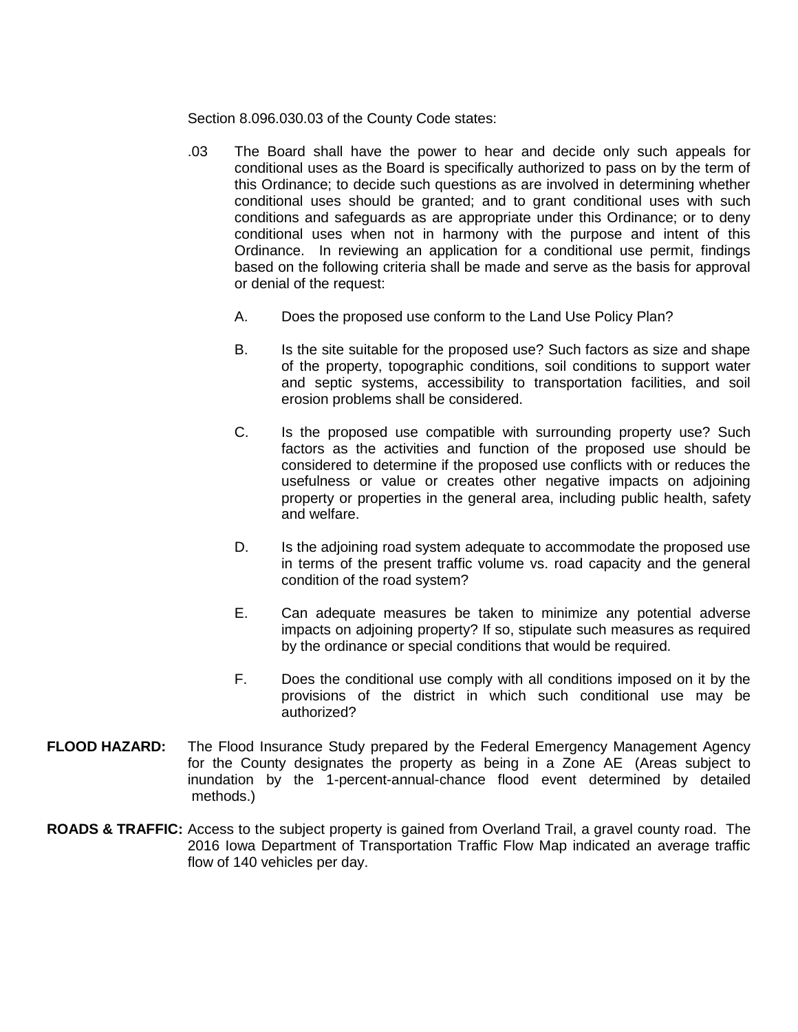Section 8.096.030.03 of the County Code states:

.03 The Board shall have the power to hear and decide only such appeals for conditional uses as the Board is specifically authorized to pass on by the term of this Ordinance; to decide such questions as are involved in determining whether conditional uses should be granted; and to grant conditional uses with such conditions and safeguards as are appropriate under this Ordinance; or to deny conditional uses when not in harmony with the purpose and intent of this Ordinance. In reviewing an application for a conditional use permit, findings based on the following criteria shall be made and serve as the basis for approval or denial of the request:

A. Does the proposed use conform to the Land Use Policy Plan?

B. Is the site suitable for the proposed use? Such factors as size and shape of the property, topographic conditions, soil conditions to support water and septic systems, accessibility to transportation facilities, and soil erosion problems shall be considered.

C. Is the proposed use compatible with surrounding property use? Such factors as the activities and function of the proposed use should be considered to determine if the proposed use conflicts with or reduces the usefulness or value or creates other negative impacts on adjoining property or properties in the general area, including public health, safety and welfare.

D. Is the adjoining road system adequate to accommodate the proposed use in terms of the present traffic volume vs. road capacity and the general condition of the road system?

E. Can adequate measures be taken to minimize any potential adverse impacts on adjoining property? If so, stipulate such measures as required by the ordinance or special conditions that would be required.

F. Does the conditional use comply with all conditions imposed on it by the provisions of the district in which such conditional use may be authorized?

**FLOOD HAZARD:** The Flood Insurance Study prepared by the Federal Emergency Management Agency for the County designates the property as being in a Zone AE (Areas subject to inundation by the 1-percent-annual-chance flood event determined by detailed methods.)

**ROADS & TRAFFIC:** Access to the subject property is gained from Overland Trail, a gravel county road. The 2016 Iowa Department of Transportation Traffic Flow Map indicated an average traffic flow of 140 vehicles per day.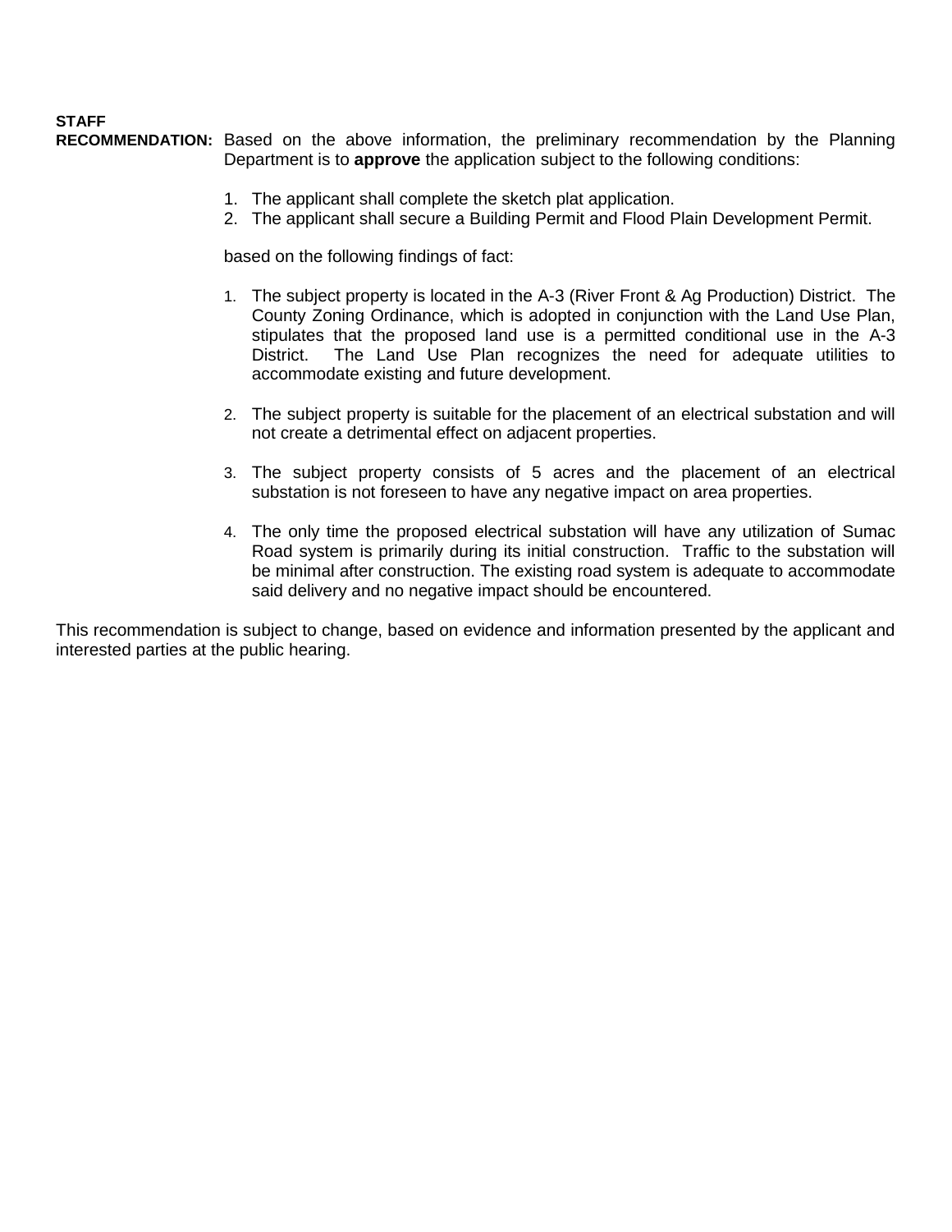**STAFF RECOMMENDATION:** Based on the above information, the preliminary recommendation by the Planning Department is to **approve** the application subject to the following conditions:

1. The applicant shall complete the sketch plat application.
2. The applicant shall secure a Building Permit and Flood Plain Development Permit.

based on the following findings of fact:

1. The subject property is located in the A-3 (River Front & Ag Production) District. The County Zoning Ordinance, which is adopted in conjunction with the Land Use Plan, stipulates that the proposed land use is a permitted conditional use in the A-3 District. The Land Use Plan recognizes the need for adequate utilities to accommodate existing and future development.

2. The subject property is suitable for the placement of an electrical substation and will not create a detrimental effect on adjacent properties.

3. The subject property consists of 5 acres and the placement of an electrical substation is not foreseen to have any negative impact on area properties.

4. The only time the proposed electrical substation will have any utilization of Sumac Road system is primarily during its initial construction. Traffic to the substation will be minimal after construction. The existing road system is adequate to accommodate said delivery and no negative impact should be encountered.

This recommendation is subject to change, based on evidence and information presented by the applicant and interested parties at the public hearing.